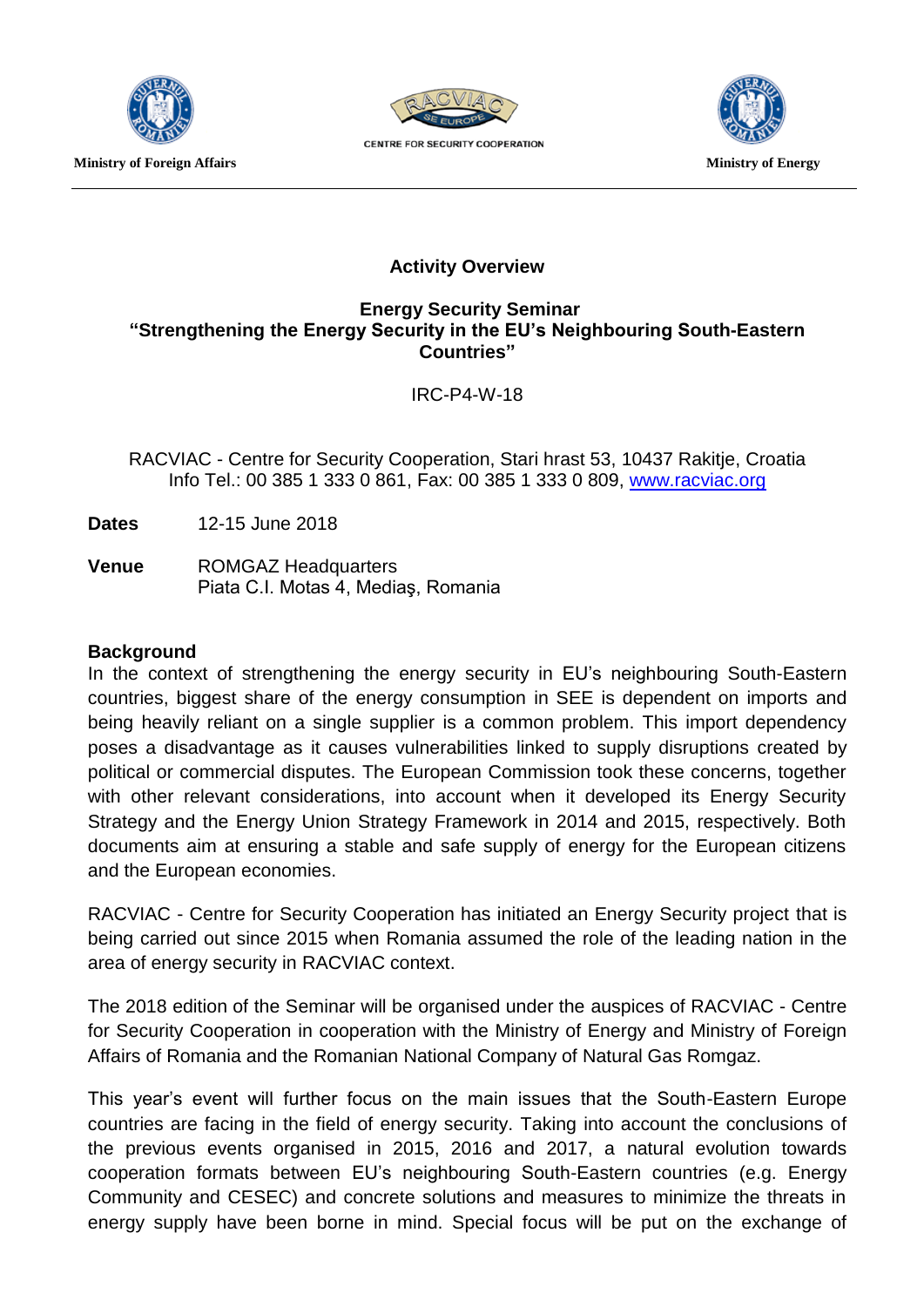Ministry of Foreign Affairs

CENTRE FOR SECURITY COOPERATION

Ministry of Energy

**Activity Overview**

**Energy Security Seminar**
**"Strengthening the Energy Security in the EU's Neighbouring South-Eastern Countries"**

IRC-P4-W-18

RACVIAC - Centre for Security Cooperation, Stari hrast 53, 10437 Rakitje, Croatia
Info Tel.: 00 385 1 333 0 861, Fax: 00 385 1 333 0 809, www.racviac.org

**Dates** 12-15 June 2018

**Venue** ROMGAZ Headquarters
Piata C.I. Motas 4, Mediaş, Romania

**Background**

In the context of strengthening the energy security in EU's neighbouring South-Eastern countries, biggest share of the energy consumption in SEE is dependent on imports and being heavily reliant on a single supplier is a common problem. This import dependency poses a disadvantage as it causes vulnerabilities linked to supply disruptions created by political or commercial disputes. The European Commission took these concerns, together with other relevant considerations, into account when it developed its Energy Security Strategy and the Energy Union Strategy Framework in 2014 and 2015, respectively. Both documents aim at ensuring a stable and safe supply of energy for the European citizens and the European economies.

RACVIAC - Centre for Security Cooperation has initiated an Energy Security project that is being carried out since 2015 when Romania assumed the role of the leading nation in the area of energy security in RACVIAC context.

The 2018 edition of the Seminar will be organised under the auspices of RACVIAC - Centre for Security Cooperation in cooperation with the Ministry of Energy and Ministry of Foreign Affairs of Romania and the Romanian National Company of Natural Gas Romgaz.

This year's event will further focus on the main issues that the South-Eastern Europe countries are facing in the field of energy security. Taking into account the conclusions of the previous events organised in 2015, 2016 and 2017, a natural evolution towards cooperation formats between EU's neighbouring South-Eastern countries (e.g. Energy Community and CESEC) and concrete solutions and measures to minimize the threats in energy supply have been borne in mind. Special focus will be put on the exchange of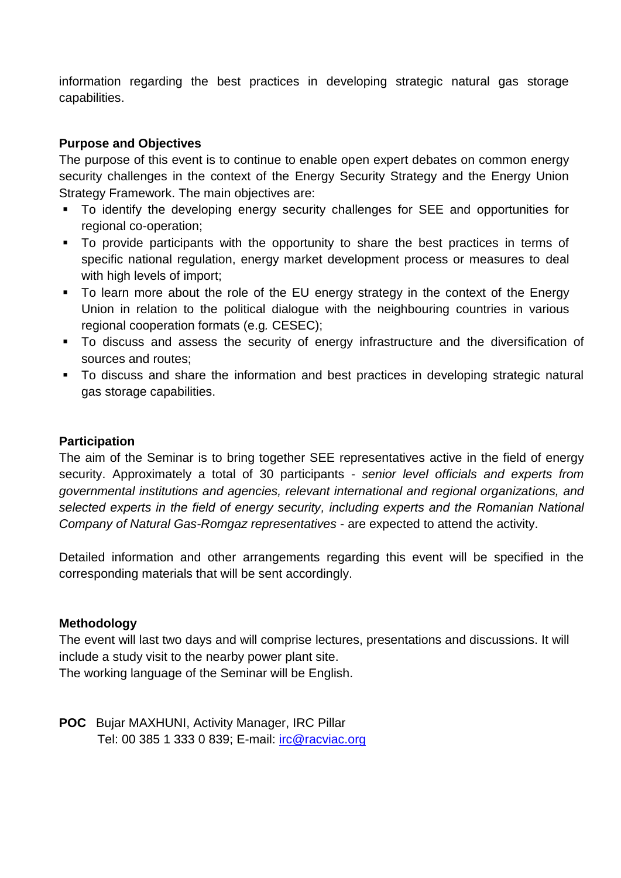information regarding the best practices in developing strategic natural gas storage capabilities.

**Purpose and Objectives**

The purpose of this event is to continue to enable open expert debates on common energy security challenges in the context of the Energy Security Strategy and the Energy Union Strategy Framework. The main objectives are:

- To identify the developing energy security challenges for SEE and opportunities for regional co-operation;
- To provide participants with the opportunity to share the best practices in terms of specific national regulation, energy market development process or measures to deal with high levels of import;
- To learn more about the role of the EU energy strategy in the context of the Energy Union in relation to the political dialogue with the neighbouring countries in various regional cooperation formats (e.g*.* CESEC);
- To discuss and assess the security of energy infrastructure and the diversification of sources and routes;
- To discuss and share the information and best practices in developing strategic natural gas storage capabilities.

**Participation**

The aim of the Seminar is to bring together SEE representatives active in the field of energy security. Approximately a total of 30 participants - *senior level officials and experts from governmental institutions and agencies, relevant international and regional organizations, and selected experts in the field of energy security, including experts and the Romanian National Company of Natural Gas-Romgaz representatives* - are expected to attend the activity.

Detailed information and other arrangements regarding this event will be specified in the corresponding materials that will be sent accordingly.

**Methodology**

The event will last two days and will comprise lectures, presentations and discussions. It will include a study visit to the nearby power plant site.
The working language of the Seminar will be English.

**POC** Bujar MAXHUNI, Activity Manager, IRC Pillar
Tel: 00 385 1 333 0 839; E-mail: irc@racviac.org